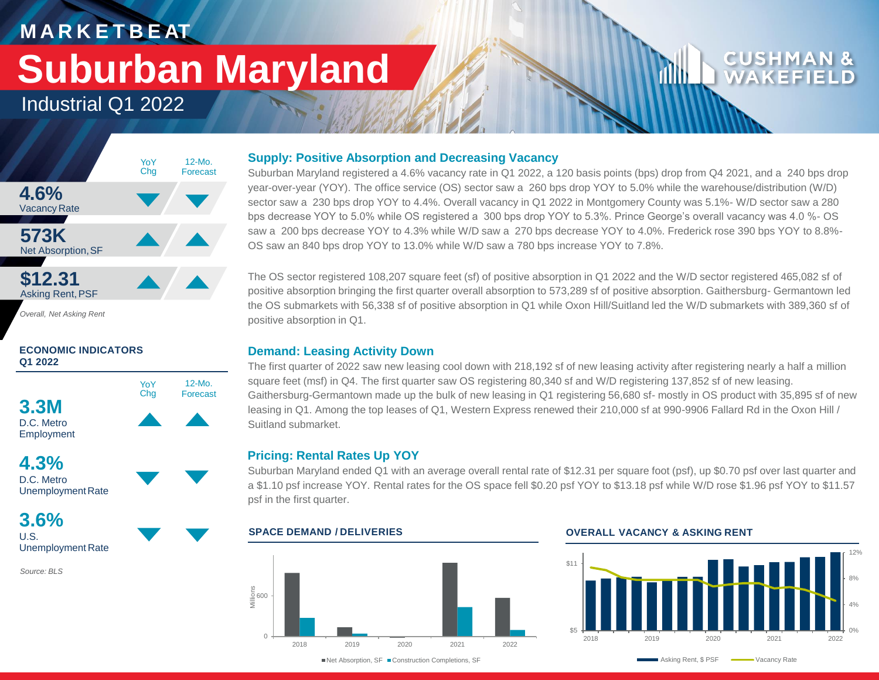# MARKETBEAT

# Suburban Maryland

## Industrial Q1 2022

| | YoY Chg | 12-Mo. Forecast |
|---|---|---|
| **4.6%** Vacancy Rate | ▼ | ▼ |
| **573K** Net Absorption, SF | ▲ | ▲ |
| **$12.31** Asking Rent, PSF | ▲ | ▲ |

*Overall, Net Asking Rent*

### ECONOMIC INDICATORS Q1 2022

| | YoY Chg | 12-Mo. Forecast |
|---|---|---|
| **3.3M** D.C. Metro Employment | ▲ | ▲ |
| **4.3%** D.C. Metro Unemployment Rate | ▼ | ▼ |
| **3.6%** U.S. Unemployment Rate | ▼ | ▼ |

*Source: BLS*

### Supply: Positive Absorption and Decreasing Vacancy

Suburban Maryland registered a 4.6% vacancy rate in Q1 2022, a 120 basis points (bps) drop from Q4 2021, and a 240 bps drop year-over-year (YOY). The office service (OS) sector saw a 260 bps drop YOY to 5.0% while the warehouse/distribution (W/D) sector saw a 230 bps drop YOY to 4.4%. Overall vacancy in Q1 2022 in Montgomery County was 5.1%- W/D sector saw a 280 bps decrease YOY to 5.0% while OS registered a 300 bps drop YOY to 5.3%. Prince George's overall vacancy was 4.0 %- OS saw a 200 bps decrease YOY to 4.3% while W/D saw a 270 bps decrease YOY to 4.0%. Frederick rose 390 bps YOY to 8.8%- OS saw an 840 bps drop YOY to 13.0% while W/D saw a 780 bps increase YOY to 7.8%.

The OS sector registered 108,207 square feet (sf) of positive absorption in Q1 2022 and the W/D sector registered 465,082 sf of positive absorption bringing the first quarter overall absorption to 573,289 sf of positive absorption. Gaithersburg- Germantown led the OS submarkets with 56,338 sf of positive absorption in Q1 while Oxon Hill/Suitland led the W/D submarkets with 389,360 sf of positive absorption in Q1.

### Demand: Leasing Activity Down

The first quarter of 2022 saw new leasing cool down with 218,192 sf of new leasing activity after registering nearly a half a million square feet (msf) in Q4. The first quarter saw OS registering 80,340 sf and W/D registering 137,852 sf of new leasing. Gaithersburg-Germantown made up the bulk of new leasing in Q1 registering 56,680 sf- mostly in OS product with 35,895 sf of new leasing in Q1. Among the top leases of Q1, Western Express renewed their 210,000 sf at 990-9906 Fallard Rd in the Oxon Hill / Suitland submarket.

### Pricing: Rental Rates Up YOY

Suburban Maryland ended Q1 with an average overall rental rate of $12.31 per square foot (psf), up $0.70 psf over last quarter and a $1.10 psf increase YOY. Rental rates for the OS space fell $0.20 psf YOY to $13.18 psf while W/D rose $1.96 psf YOY to $11.57 psf in the first quarter.

#### SPACE DEMAND / DELIVERIES

Net Absorption, SF ■ Construction Completions, SF

#### OVERALL VACANCY & ASKING RENT

Asking Rent, $ PSF — Vacancy Rate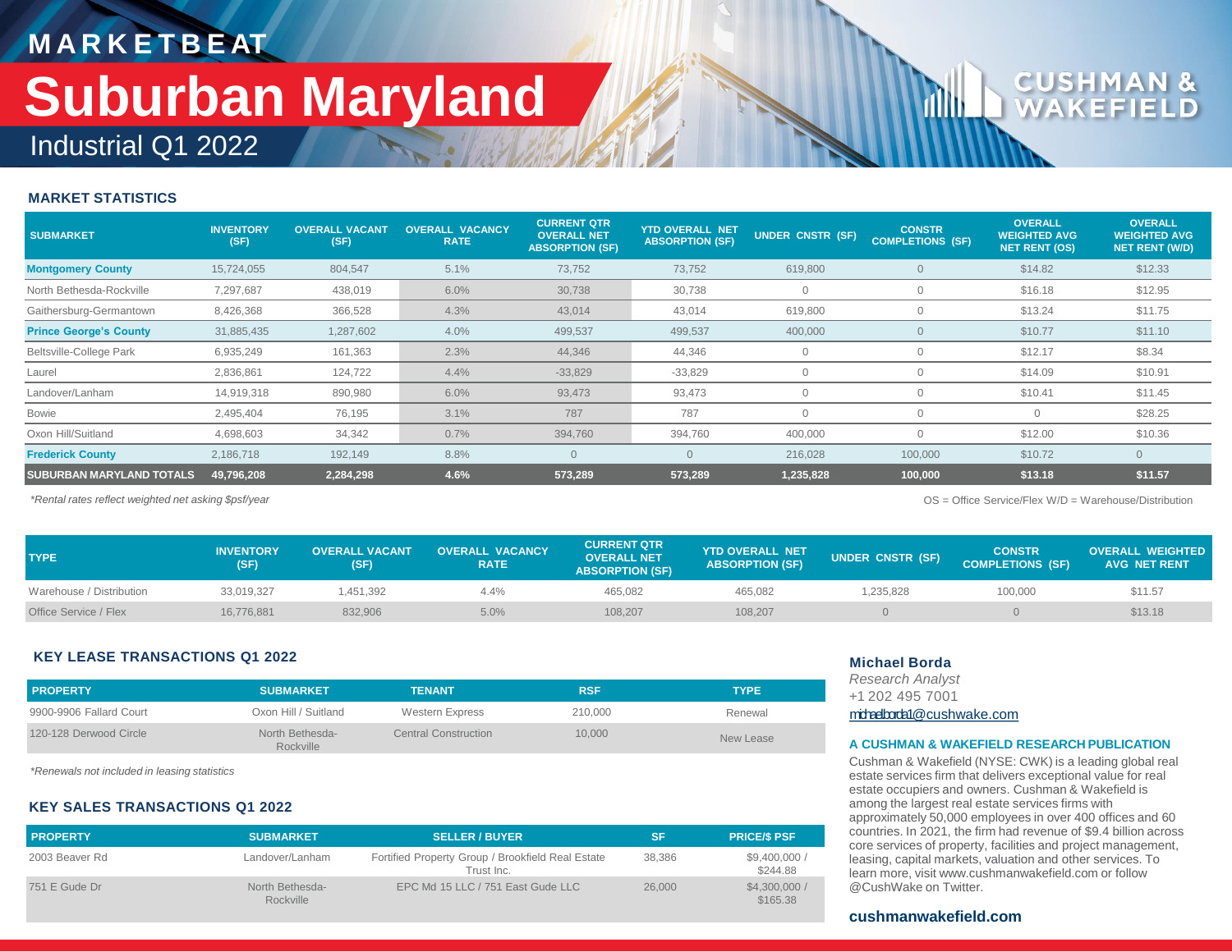**MARKETBEAT**

# Suburban Maryland

## Industrial Q1 2022

### MARKET STATISTICS

| SUBMARKET | INVENTORY (SF) | OVERALL VACANT (SF) | OVERALL VACANCY RATE | CURRENT QTR OVERALL NET ABSORPTION (SF) | YTD OVERALL NET ABSORPTION (SF) | UNDER CNSTR (SF) | CONSTR COMPLETIONS (SF) | OVERALL WEIGHTED AVG NET RENT (OS) | OVERALL WEIGHTED AVG NET RENT (W/D) |
|---|---|---|---|---|---|---|---|---|---|
| **Montgomery County** | 15,724,055 | 804,547 | 5.1% | 73,752 | 73,752 | 619,800 | 0 | $14.82 | $12.33 |
| North Bethesda-Rockville | 7,297,687 | 438,019 | 6.0% | 30,738 | 30,738 | 0 | 0 | $16.18 | $12.95 |
| Gaithersburg-Germantown | 8,426,368 | 366,528 | 4.3% | 43,014 | 43,014 | 619,800 | 0 | $13.24 | $11.75 |
| **Prince George's County** | 31,885,435 | 1,287,602 | 4.0% | 499,537 | 499,537 | 400,000 | 0 | $10.77 | $11.10 |
| Beltsville-College Park | 6,935,249 | 161,363 | 2.3% | 44,346 | 44,346 | 0 | 0 | $12.17 | $8.34 |
| Laurel | 2,836,861 | 124,722 | 4.4% | -33,829 | -33,829 | 0 | 0 | $14.09 | $10.91 |
| Landover/Lanham | 14,919,318 | 890,980 | 6.0% | 93,473 | 93,473 | 0 | 0 | $10.41 | $11.45 |
| Bowie | 2,495,404 | 76,195 | 3.1% | 787 | 787 | 0 | 0 | 0 | $28.25 |
| Oxon Hill/Suitland | 4,698,603 | 34,342 | 0.7% | 394,760 | 394,760 | 400,000 | 0 | $12.00 | $10.36 |
| **Frederick County** | 2,186,718 | 192,149 | 8.8% | 0 | 0 | 216,028 | 100,000 | $10.72 | 0 |
| **SUBURBAN MARYLAND TOTALS** | **49,796,208** | **2,284,298** | **4.6%** | **573,289** | **573,289** | **1,235,828** | **100,000** | **$13.18** | **$11.57** |

*Rental rates reflect weighted net asking $psf/year*

OS = Office Service/Flex W/D = Warehouse/Distribution

| TYPE | INVENTORY (SF) | OVERALL VACANT (SF) | OVERALL VACANCY RATE | CURRENT QTR OVERALL NET ABSORPTION (SF) | YTD OVERALL NET ABSORPTION (SF) | UNDER CNSTR (SF) | CONSTR COMPLETIONS (SF) | OVERALL WEIGHTED AVG NET RENT |
|---|---|---|---|---|---|---|---|---|
| Warehouse / Distribution | 33,019,327 | 1,451,392 | 4.4% | 465,082 | 465,082 | 1,235,828 | 100,000 | $11.57 |
| Office Service / Flex | 16,776,881 | 832,906 | 5.0% | 108,207 | 108,207 | 0 | 0 | $13.18 |

### KEY LEASE TRANSACTIONS Q1 2022

| PROPERTY | SUBMARKET | TENANT | RSF | TYPE |
|---|---|---|---|---|
| 9900-9906 Fallard Court | Oxon Hill / Suitland | Western Express | 210,000 | Renewal |
| 120-128 Derwood Circle | North Bethesda-Rockville | Central Construction | 10,000 | New Lease |

*Renewals not included in leasing statistics

### KEY SALES TRANSACTIONS Q1 2022

| PROPERTY | SUBMARKET | SELLER / BUYER | SF | PRICE/$ PSF |
|---|---|---|---|---|
| 2003 Beaver Rd | Landover/Lanham | Fortified Property Group / Brookfield Real Estate Trust Inc. | 38,386 | $9,400,000 / $244.88 |
| 751 E Gude Dr | North Bethesda-Rockville | EPC Md 15 LLC / 751 East Gude LLC | 26,000 | $4,300,000 / $165.38 |

**Michael Borda**
*Research Analyst*
+1 202 495 7001
michael.borda1@cushwake.com

**A CUSHMAN & WAKEFIELD RESEARCH PUBLICATION**

Cushman & Wakefield (NYSE: CWK) is a leading global real estate services firm that delivers exceptional value for real estate occupiers and owners. Cushman & Wakefield is among the largest real estate services firms with approximately 50,000 employees in over 400 offices and 60 countries. In 2021, the firm had revenue of $9.4 billion across core services of property, facilities and project management, leasing, capital markets, valuation and other services. To learn more, visit www.cushmanwakefield.com or follow @CushWake on Twitter.

**cushmanwakefield.com**